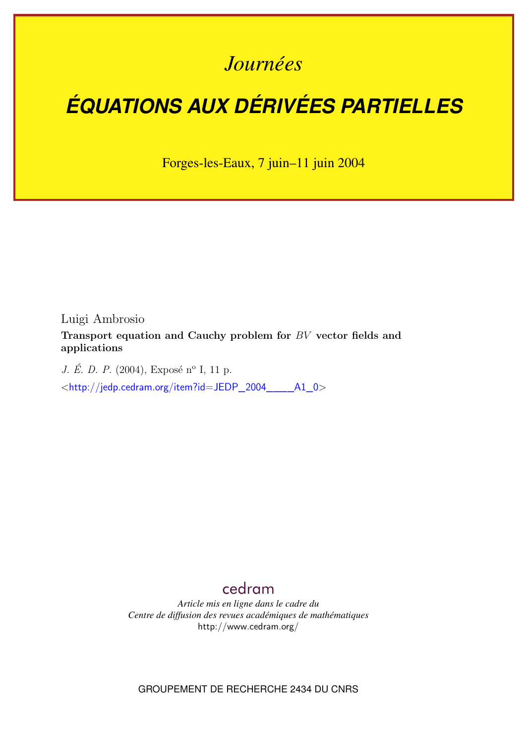*Journées*

# ÉQUATIONS AUX DÉRIVÉES PARTIELLES

Forges-les-Eaux, 7 juin–11 juin 2004

Luigi Ambrosio

**Transport equation and Cauchy problem for $BV$ vector fields and applications**

*J. É. D. P.* (2004), Exposé n° I, 11 p.

<http://jedp.cedram.org/item?id=JEDP_2004____A1_0>

cedram

*Article mis en ligne dans le cadre du*
*Centre de diffusion des revues académiques de mathématiques*
http://www.cedram.org/

GROUPEMENT DE RECHERCHE 2434 DU CNRS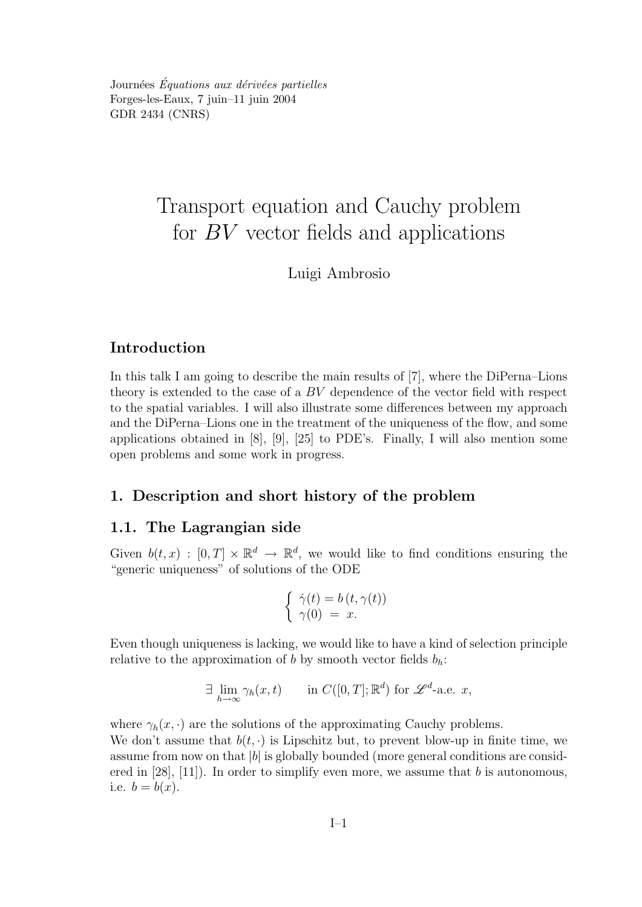Journées *Équations aux dérivées partielles*
Forges-les-Eaux, 7 juin–11 juin 2004
GDR 2434 (CNRS)

# Transport equation and Cauchy problem for $BV$ vector fields and applications

Luigi Ambrosio

## Introduction

In this talk I am going to describe the main results of [7], where the DiPerna–Lions theory is extended to the case of a $BV$ dependence of the vector field with respect to the spatial variables. I will also illustrate some differences between my approach and the DiPerna–Lions one in the treatment of the uniqueness of the flow, and some applications obtained in [8], [9], [25] to PDE's. Finally, I will also mention some open problems and some work in progress.

## 1. Description and short history of the problem

### 1.1. The Lagrangian side

Given $b(t,x) : [0,T] \times \mathbb{R}^d \to \mathbb{R}^d$, we would like to find conditions ensuring the "generic uniqueness" of solutions of the ODE

$$\begin{cases} \dot{\gamma}(t) = b\,(t, \gamma(t)) \\ \gamma(0) \;=\; x. \end{cases}$$

Even though uniqueness is lacking, we would like to have a kind of selection principle relative to the approximation of $b$ by smooth vector fields $b_h$:

$$\exists \lim_{h \to \infty} \gamma_h(x,t) \qquad \text{in } C([0,T];\mathbb{R}^d) \text{ for } \mathscr{L}^d\text{-a.e. } x,$$

where $\gamma_h(x,\cdot)$ are the solutions of the approximating Cauchy problems.
We don't assume that $b(t,\cdot)$ is Lipschitz but, to prevent blow-up in finite time, we assume from now on that $|b|$ is globally bounded (more general conditions are considered in [28], [11]). In order to simplify even more, we assume that $b$ is autonomous, i.e. $b = b(x)$.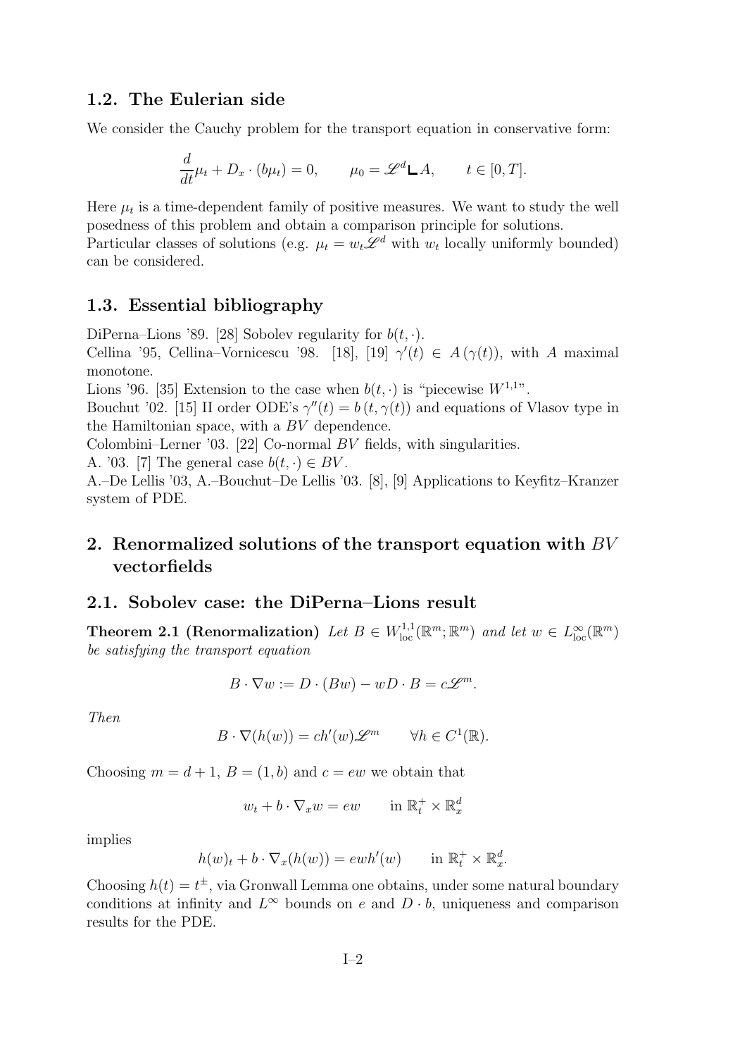## 1.2. The Eulerian side

We consider the Cauchy problem for the transport equation in conservative form:

$$\frac{d}{dt}\mu_t + D_x \cdot (b\mu_t) = 0, \qquad \mu_0 = \mathscr{L}^d \llcorner A, \qquad t \in [0, T].$$

Here $\mu_t$ is a time-dependent family of positive measures. We want to study the well posedness of this problem and obtain a comparison principle for solutions.
Particular classes of solutions (e.g. $\mu_t = w_t \mathscr{L}^d$ with $w_t$ locally uniformly bounded) can be considered.

## 1.3. Essential bibliography

DiPerna–Lions '89. [28] Sobolev regularity for $b(t, \cdot)$.
Cellina '95, Cellina–Vornicescu '98. [18], [19] $\gamma'(t) \in A(\gamma(t))$, with $A$ maximal monotone.
Lions '96. [35] Extension to the case when $b(t, \cdot)$ is "piecewise $W^{1,1}$".
Bouchut '02. [15] II order ODE's $\gamma''(t) = b(t, \gamma(t))$ and equations of Vlasov type in the Hamiltonian space, with a $BV$ dependence.
Colombini–Lerner '03. [22] Co-normal $BV$ fields, with singularities.
A. '03. [7] The general case $b(t, \cdot) \in BV$.
A.–De Lellis '03, A.–Bouchut–De Lellis '03. [8], [9] Applications to Keyfitz–Kranzer system of PDE.

# 2. Renormalized solutions of the transport equation with $BV$ vectorfields

## 2.1. Sobolev case: the DiPerna–Lions result

**Theorem 2.1 (Renormalization)** *Let $B \in W^{1,1}_{\mathrm{loc}}(\mathbb{R}^m; \mathbb{R}^m)$ and let $w \in L^\infty_{\mathrm{loc}}(\mathbb{R}^m)$ be satisfying the transport equation*

$$B \cdot \nabla w := D \cdot (Bw) - wD \cdot B = c\mathscr{L}^m.$$

*Then*

$$B \cdot \nabla(h(w)) = ch'(w)\mathscr{L}^m \qquad \forall h \in C^1(\mathbb{R}).$$

Choosing $m = d + 1$, $B = (1, b)$ and $c = ew$ we obtain that

$$w_t + b \cdot \nabla_x w = ew \qquad \text{in } \mathbb{R}^+_t \times \mathbb{R}^d_x$$

implies

$$h(w)_t + b \cdot \nabla_x(h(w)) = ewh'(w) \qquad \text{in } \mathbb{R}^+_t \times \mathbb{R}^d_x.$$

Choosing $h(t) = t^\pm$, via Gronwall Lemma one obtains, under some natural boundary conditions at infinity and $L^\infty$ bounds on $e$ and $D \cdot b$, uniqueness and comparison results for the PDE.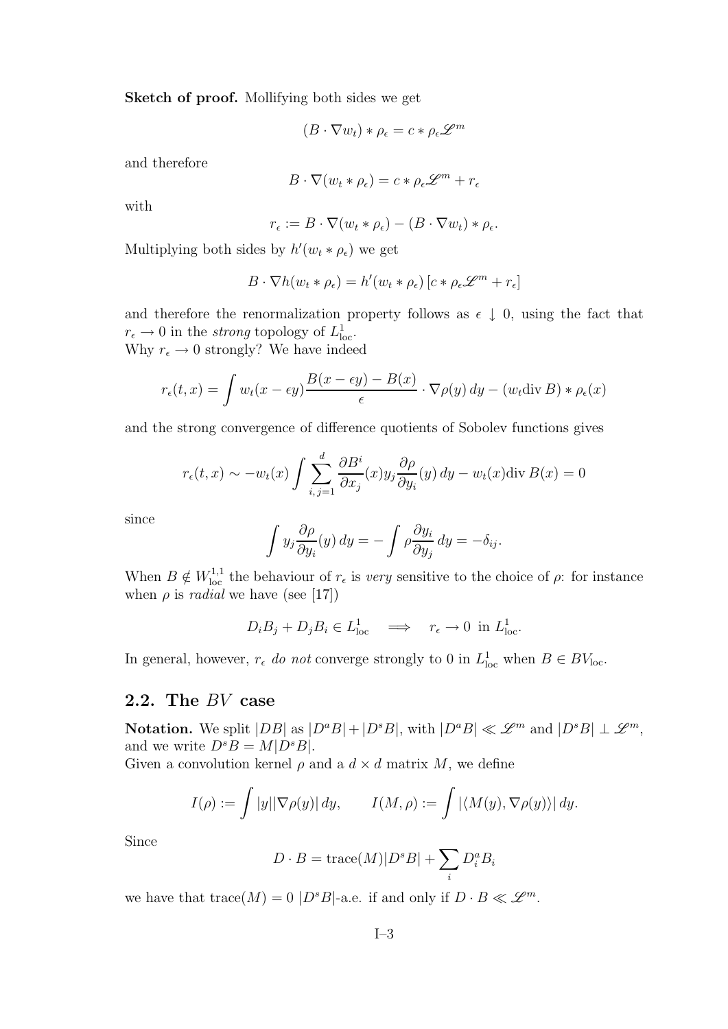**Sketch of proof.** Mollifying both sides we get

$$(B \cdot \nabla w_t) * \rho_\epsilon = c * \rho_\epsilon \mathscr{L}^m$$

and therefore

$$B \cdot \nabla (w_t * \rho_\epsilon) = c * \rho_\epsilon \mathscr{L}^m + r_\epsilon$$

with

$$r_\epsilon := B \cdot \nabla (w_t * \rho_\epsilon) - (B \cdot \nabla w_t) * \rho_\epsilon.$$

Multiplying both sides by $h'(w_t * \rho_\epsilon)$ we get

$$B \cdot \nabla h(w_t * \rho_\epsilon) = h'(w_t * \rho_\epsilon) \left[ c * \rho_\epsilon \mathscr{L}^m + r_\epsilon \right]$$

and therefore the renormalization property follows as $\epsilon \downarrow 0$, using the fact that $r_\epsilon \to 0$ in the *strong* topology of $L^1_{\rm loc}$.
Why $r_\epsilon \to 0$ strongly? We have indeed

$$r_\epsilon(t,x) = \int w_t(x - \epsilon y) \frac{B(x - \epsilon y) - B(x)}{\epsilon} \cdot \nabla \rho(y)\, dy - (w_t {\rm div}\, B) * \rho_\epsilon(x)$$

and the strong convergence of difference quotients of Sobolev functions gives

$$r_\epsilon(t,x) \sim -w_t(x) \int \sum_{i,\,j=1}^d \frac{\partial B^i}{\partial x_j}(x) y_j \frac{\partial \rho}{\partial y_i}(y)\, dy - w_t(x) {\rm div}\, B(x) = 0$$

since

$$\int y_j \frac{\partial \rho}{\partial y_i}(y)\, dy = - \int \rho \frac{\partial y_i}{\partial y_j}\, dy = -\delta_{ij}.$$

When $B \notin W^{1,1}_{\rm loc}$ the behaviour of $r_\epsilon$ is *very* sensitive to the choice of $\rho$: for instance when $\rho$ is *radial* we have (see [17])

$$D_i B_j + D_j B_i \in L^1_{\rm loc} \quad \Longrightarrow \quad r_\epsilon \to 0 \text{ in } L^1_{\rm loc}.$$

In general, however, $r_\epsilon$ *do not* converge strongly to 0 in $L^1_{\rm loc}$ when $B \in BV_{\rm loc}$.

## 2.2. The $BV$ case

**Notation.** We split $|DB|$ as $|D^a B| + |D^s B|$, with $|D^a B| \ll \mathscr{L}^m$ and $|D^s B| \perp \mathscr{L}^m$, and we write $D^s B = M |D^s B|$.
Given a convolution kernel $\rho$ and a $d \times d$ matrix $M$, we define

$$I(\rho) := \int |y| |\nabla \rho(y)|\, dy, \qquad I(M, \rho) := \int |\langle M(y), \nabla \rho(y) \rangle|\, dy.$$

Since

$$D \cdot B = {\rm trace}(M) |D^s B| + \sum_i D^a_i B_i$$

we have that ${\rm trace}(M) = 0$ $|D^s B|$-a.e. if and only if $D \cdot B \ll \mathscr{L}^m$.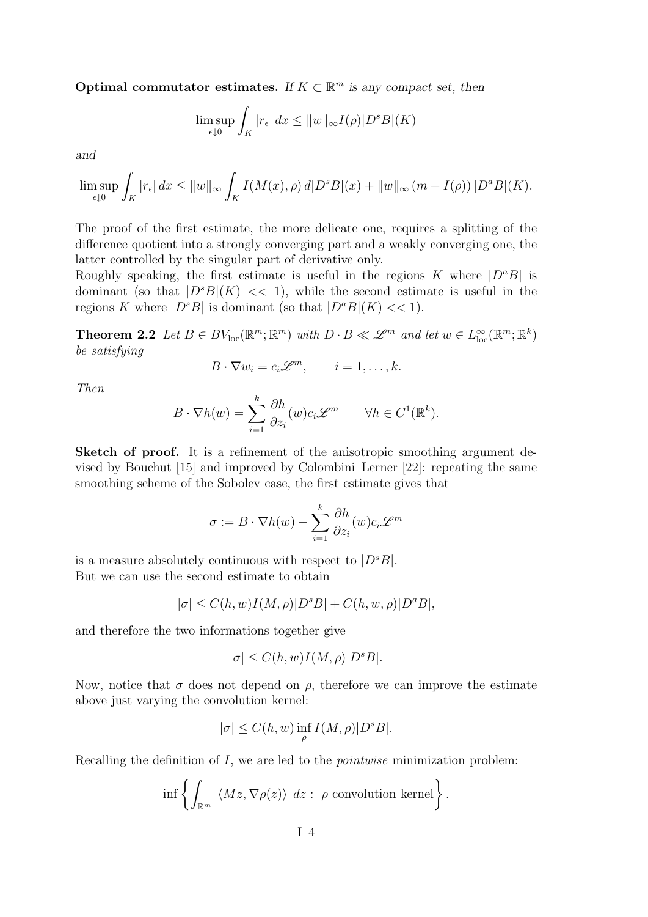**Optimal commutator estimates.** *If $K \subset \mathbb{R}^m$ is any compact set, then*

$$\limsup_{\epsilon \downarrow 0} \int_K |r_\epsilon| \, dx \leq \|w\|_\infty I(\rho) |D^s B|(K)$$

*and*

$$\limsup_{\epsilon \downarrow 0} \int_K |r_\epsilon| \, dx \leq \|w\|_\infty \int_K I(M(x), \rho) \, d|D^s B|(x) + \|w\|_\infty \left(m + I(\rho)\right) |D^a B|(K).$$

The proof of the first estimate, the more delicate one, requires a splitting of the difference quotient into a strongly converging part and a weakly converging one, the latter controlled by the singular part of derivative only.
Roughly speaking, the first estimate is useful in the regions $K$ where $|D^a B|$ is dominant (so that $|D^s B|(K) << 1$), while the second estimate is useful in the regions $K$ where $|D^s B|$ is dominant (so that $|D^a B|(K) << 1$).

**Theorem 2.2** *Let $B \in BV_{\rm loc}(\mathbb{R}^m; \mathbb{R}^m)$ with $D \cdot B \ll \mathscr{L}^m$ and let $w \in L^\infty_{\rm loc}(\mathbb{R}^m; \mathbb{R}^k)$ be satisfying*

$$B \cdot \nabla w_i = c_i \mathscr{L}^m, \qquad i = 1, \ldots, k.$$

*Then*

$$B \cdot \nabla h(w) = \sum_{i=1}^k \frac{\partial h}{\partial z_i}(w) c_i \mathscr{L}^m \qquad \forall h \in C^1(\mathbb{R}^k).$$

**Sketch of proof.** It is a refinement of the anisotropic smoothing argument devised by Bouchut [15] and improved by Colombini–Lerner [22]: repeating the same smoothing scheme of the Sobolev case, the first estimate gives that

$$\sigma := B \cdot \nabla h(w) - \sum_{i=1}^k \frac{\partial h}{\partial z_i}(w) c_i \mathscr{L}^m$$

is a measure absolutely continuous with respect to $|D^s B|$.
But we can use the second estimate to obtain

$$|\sigma| \leq C(h, w) I(M, \rho) |D^s B| + C(h, w, \rho) |D^a B|,$$

and therefore the two informations together give

$$|\sigma| \leq C(h, w) I(M, \rho) |D^s B|.$$

Now, notice that $\sigma$ does not depend on $\rho$, therefore we can improve the estimate above just varying the convolution kernel:

$$|\sigma| \leq C(h, w) \inf_\rho I(M, \rho) |D^s B|.$$

Recalling the definition of $I$, we are led to the *pointwise* minimization problem:

$$\inf \left\{ \int_{\mathbb{R}^m} |\langle Mz, \nabla \rho(z) \rangle| \, dz : \ \rho \text{ convolution kernel} \right\}.$$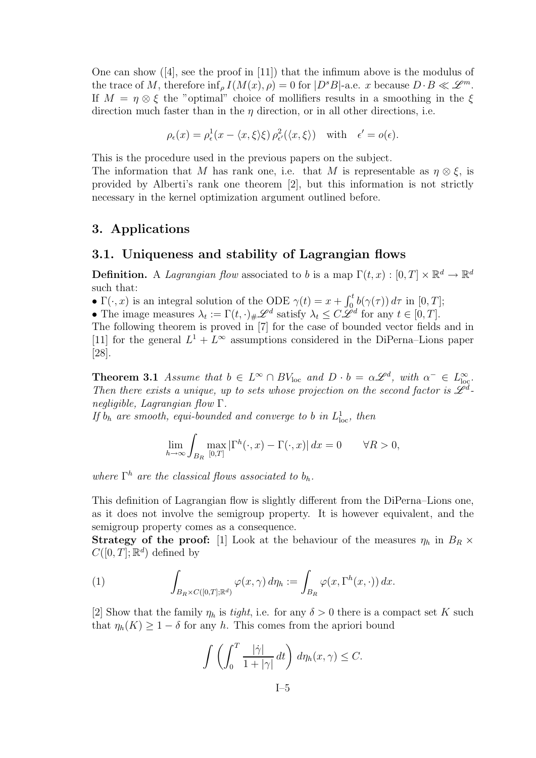One can show ([4], see the proof in [11]) that the infimum above is the modulus of the trace of $M$, therefore $\inf_\rho I(M(x),\rho) = 0$ for $|D^s B|$-a.e. $x$ because $D\cdot B \ll \mathscr{L}^m$. If $M = \eta\otimes\xi$ the "optimal" choice of mollifiers results in a smoothing in the $\xi$ direction much faster than in the $\eta$ direction, or in all other directions, i.e.

$$\rho_\epsilon(x) = \rho^1_\epsilon(x - \langle x,\xi\rangle\xi)\,\rho^2_{\epsilon'}(\langle x,\xi\rangle) \quad \text{with} \quad \epsilon' = o(\epsilon).$$

This is the procedure used in the previous papers on the subject.
The information that $M$ has rank one, i.e. that $M$ is representable as $\eta\otimes\xi$, is provided by Alberti's rank one theorem [2], but this information is not strictly necessary in the kernel optimization argument outlined before.

## 3. Applications

### 3.1. Uniqueness and stability of Lagrangian flows

**Definition.** A *Lagrangian flow* associated to $b$ is a map $\Gamma(t,x) : [0,T]\times\mathbb{R}^d \to \mathbb{R}^d$ such that:

- $\Gamma(\cdot,x)$ is an integral solution of the ODE $\gamma(t) = x + \int_0^t b(\gamma(\tau))\,d\tau$ in $[0,T]$;
- The image measures $\lambda_t := \Gamma(t,\cdot)_\#\mathscr{L}^d$ satisfy $\lambda_t \le C\mathscr{L}^d$ for any $t\in[0,T]$.

The following theorem is proved in [7] for the case of bounded vector fields and in [11] for the general $L^1 + L^\infty$ assumptions considered in the DiPerna–Lions paper [28].

**Theorem 3.1** *Assume that $b\in L^\infty\cap BV_{\rm loc}$ and $D\cdot b = \alpha\mathscr{L}^d$, with $\alpha^-\in L^\infty_{\rm loc}$. Then there exists a unique, up to sets whose projection on the second factor is $\mathscr{L}^d$-negligible, Lagrangian flow $\Gamma$.*
*If $b_h$ are smooth, equi-bounded and converge to $b$ in $L^1_{\rm loc}$, then*

$$\lim_{h\to\infty}\int_{B_R}\max_{[0,T]}|\Gamma^h(\cdot,x) - \Gamma(\cdot,x)|\,dx = 0 \qquad \forall R>0,$$

*where $\Gamma^h$ are the classical flows associated to $b_h$.*

This definition of Lagrangian flow is slightly different from the DiPerna–Lions one, as it does not involve the semigroup property. It is however equivalent, and the semigroup property comes as a consequence.
**Strategy of the proof:** [1] Look at the behaviour of the measures $\eta_h$ in $B_R\times C([0,T];\mathbb{R}^d)$ defined by

$$\int_{B_R\times C([0,T];\mathbb{R}^d)}\varphi(x,\gamma)\,d\eta_h := \int_{B_R}\varphi(x,\Gamma^h(x,\cdot))\,dx. \tag{1}$$

[2] Show that the family $\eta_h$ is *tight*, i.e. for any $\delta>0$ there is a compact set $K$ such that $\eta_h(K)\ge 1-\delta$ for any $h$. This comes from the apriori bound

$$\int\left(\int_0^T\frac{|\dot\gamma|}{1+|\gamma|}\,dt\right)d\eta_h(x,\gamma)\le C.$$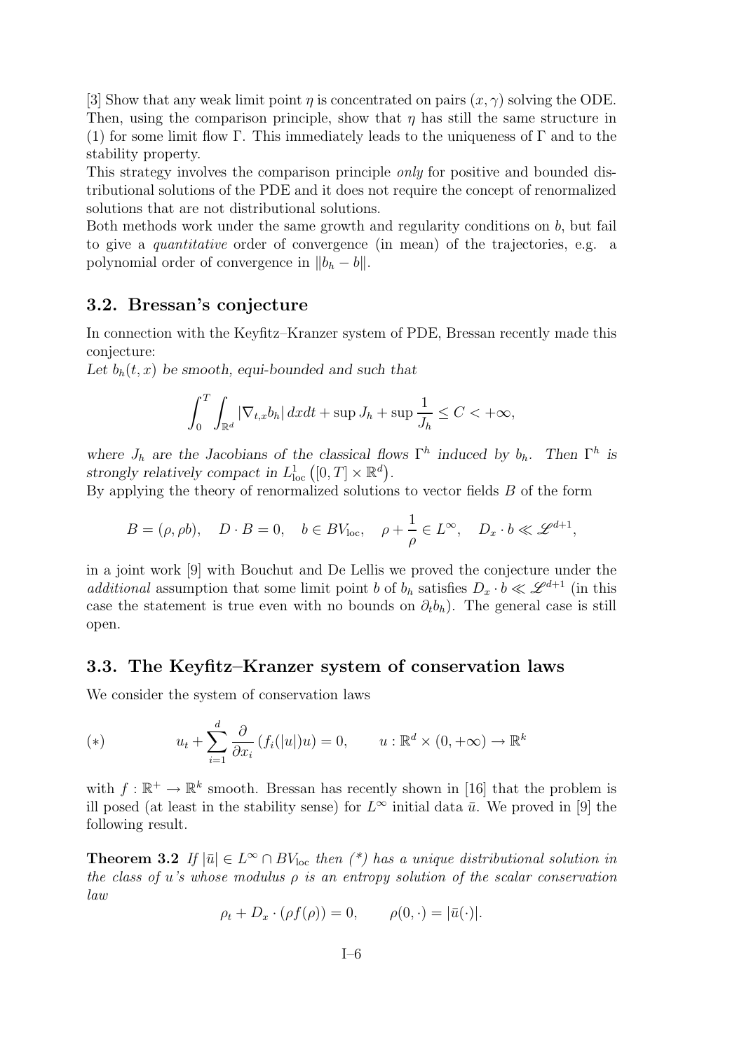[3] Show that any weak limit point $\eta$ is concentrated on pairs $(x, \gamma)$ solving the ODE. Then, using the comparison principle, show that $\eta$ has still the same structure in (1) for some limit flow $\Gamma$. This immediately leads to the uniqueness of $\Gamma$ and to the stability property.

This strategy involves the comparison principle *only* for positive and bounded distributional solutions of the PDE and it does not require the concept of renormalized solutions that are not distributional solutions.

Both methods work under the same growth and regularity conditions on $b$, but fail to give a *quantitative* order of convergence (in mean) of the trajectories, e.g. a polynomial order of convergence in $\|b_h - b\|$.

## 3.2. Bressan's conjecture

In connection with the Keyfitz–Kranzer system of PDE, Bressan recently made this conjecture:

*Let $b_h(t,x)$ be smooth, equi-bounded and such that*

$$\int_0^T \int_{\mathbb{R}^d} |\nabla_{t,x} b_h| \, dx dt + \sup J_h + \sup \frac{1}{J_h} \leq C < +\infty,$$

*where $J_h$ are the Jacobians of the classical flows $\Gamma^h$ induced by $b_h$. Then $\Gamma^h$ is strongly relatively compact in $L^1_{\rm loc}\left([0,T] \times \mathbb{R}^d\right)$.*

By applying the theory of renormalized solutions to vector fields $B$ of the form

$$B = (\rho, \rho b), \quad D \cdot B = 0, \quad b \in BV_{\rm loc}, \quad \rho + \frac{1}{\rho} \in L^\infty, \quad D_x \cdot b \ll \mathscr{L}^{d+1},$$

in a joint work [9] with Bouchut and De Lellis we proved the conjecture under the *additional* assumption that some limit point $b$ of $b_h$ satisfies $D_x \cdot b \ll \mathscr{L}^{d+1}$ (in this case the statement is true even with no bounds on $\partial_t b_h$). The general case is still open.

## 3.3. The Keyfitz–Kranzer system of conservation laws

We consider the system of conservation laws

$$(*) \qquad u_t + \sum_{i=1}^d \frac{\partial}{\partial x_i} \left( f_i(|u|) u \right) = 0, \qquad u : \mathbb{R}^d \times (0, +\infty) \to \mathbb{R}^k$$

with $f : \mathbb{R}^+ \to \mathbb{R}^k$ smooth. Bressan has recently shown in [16] that the problem is ill posed (at least in the stability sense) for $L^\infty$ initial data $\bar{u}$. We proved in [9] the following result.

**Theorem 3.2** *If $|\bar{u}| \in L^\infty \cap BV_{\rm loc}$ then (\*) has a unique distributional solution in the class of $u$'s whose modulus $\rho$ is an entropy solution of the scalar conservation law*

$$\rho_t + D_x \cdot (\rho f(\rho)) = 0, \qquad \rho(0, \cdot) = |\bar{u}(\cdot)|.$$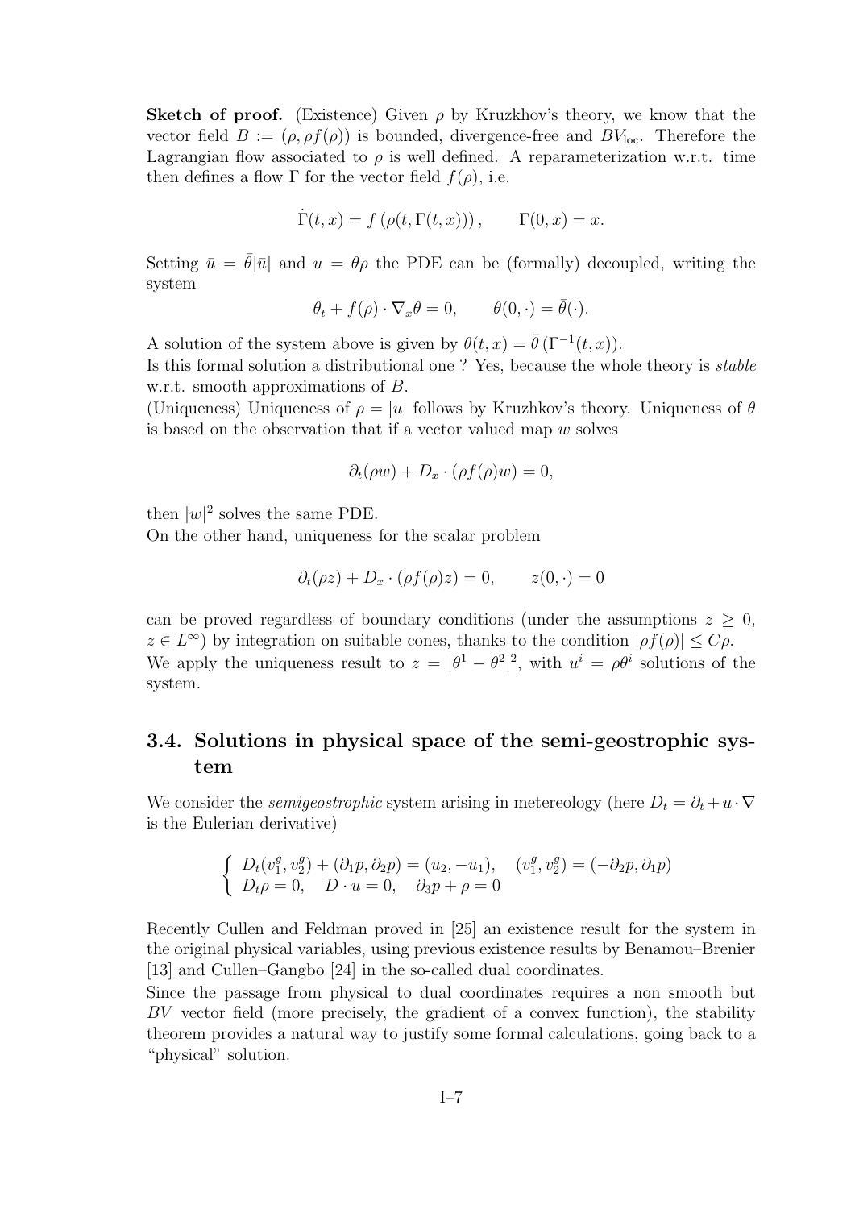**Sketch of proof.** (Existence) Given $\rho$ by Kruzkhov's theory, we know that the vector field $B := (\rho, \rho f(\rho))$ is bounded, divergence-free and $BV_{\rm loc}$. Therefore the Lagrangian flow associated to $\rho$ is well defined. A reparameterization w.r.t. time then defines a flow $\Gamma$ for the vector field $f(\rho)$, i.e.

$$\dot{\Gamma}(t,x) = f\left(\rho(t, \Gamma(t,x))\right), \qquad \Gamma(0,x) = x.$$

Setting $\bar{u} = \bar{\theta}|\bar{u}|$ and $u = \theta\rho$ the PDE can be (formally) decoupled, writing the system

$$\theta_t + f(\rho) \cdot \nabla_x \theta = 0, \qquad \theta(0,\cdot) = \bar{\theta}(\cdot).$$

A solution of the system above is given by $\theta(t,x) = \bar{\theta}\left(\Gamma^{-1}(t,x)\right)$.

Is this formal solution a distributional one ? Yes, because the whole theory is *stable* w.r.t. smooth approximations of $B$.

(Uniqueness) Uniqueness of $\rho = |u|$ follows by Kruzhkov's theory. Uniqueness of $\theta$ is based on the observation that if a vector valued map $w$ solves

$$\partial_t(\rho w) + D_x \cdot (\rho f(\rho) w) = 0,$$

then $|w|^2$ solves the same PDE.

On the other hand, uniqueness for the scalar problem

$$\partial_t(\rho z) + D_x \cdot (\rho f(\rho) z) = 0, \qquad z(0,\cdot) = 0$$

can be proved regardless of boundary conditions (under the assumptions $z \geq 0$, $z \in L^\infty$) by integration on suitable cones, thanks to the condition $|\rho f(\rho)| \leq C\rho$.

We apply the uniqueness result to $z = |\theta^1 - \theta^2|^2$, with $u^i = \rho\theta^i$ solutions of the system.

## 3.4. Solutions in physical space of the semi-geostrophic system

We consider the *semigeostrophic* system arising in metereology (here $D_t = \partial_t + u \cdot \nabla$ is the Eulerian derivative)

$$\begin{cases} D_t(v_1^g, v_2^g) + (\partial_1 p, \partial_2 p) = (u_2, -u_1), & (v_1^g, v_2^g) = (-\partial_2 p, \partial_1 p) \\ D_t \rho = 0, \quad D \cdot u = 0, \quad \partial_3 p + \rho = 0 \end{cases}$$

Recently Cullen and Feldman proved in [25] an existence result for the system in the original physical variables, using previous existence results by Benamou–Brenier [13] and Cullen–Gangbo [24] in the so-called dual coordinates.

Since the passage from physical to dual coordinates requires a non smooth but $BV$ vector field (more precisely, the gradient of a convex function), the stability theorem provides a natural way to justify some formal calculations, going back to a "physical" solution.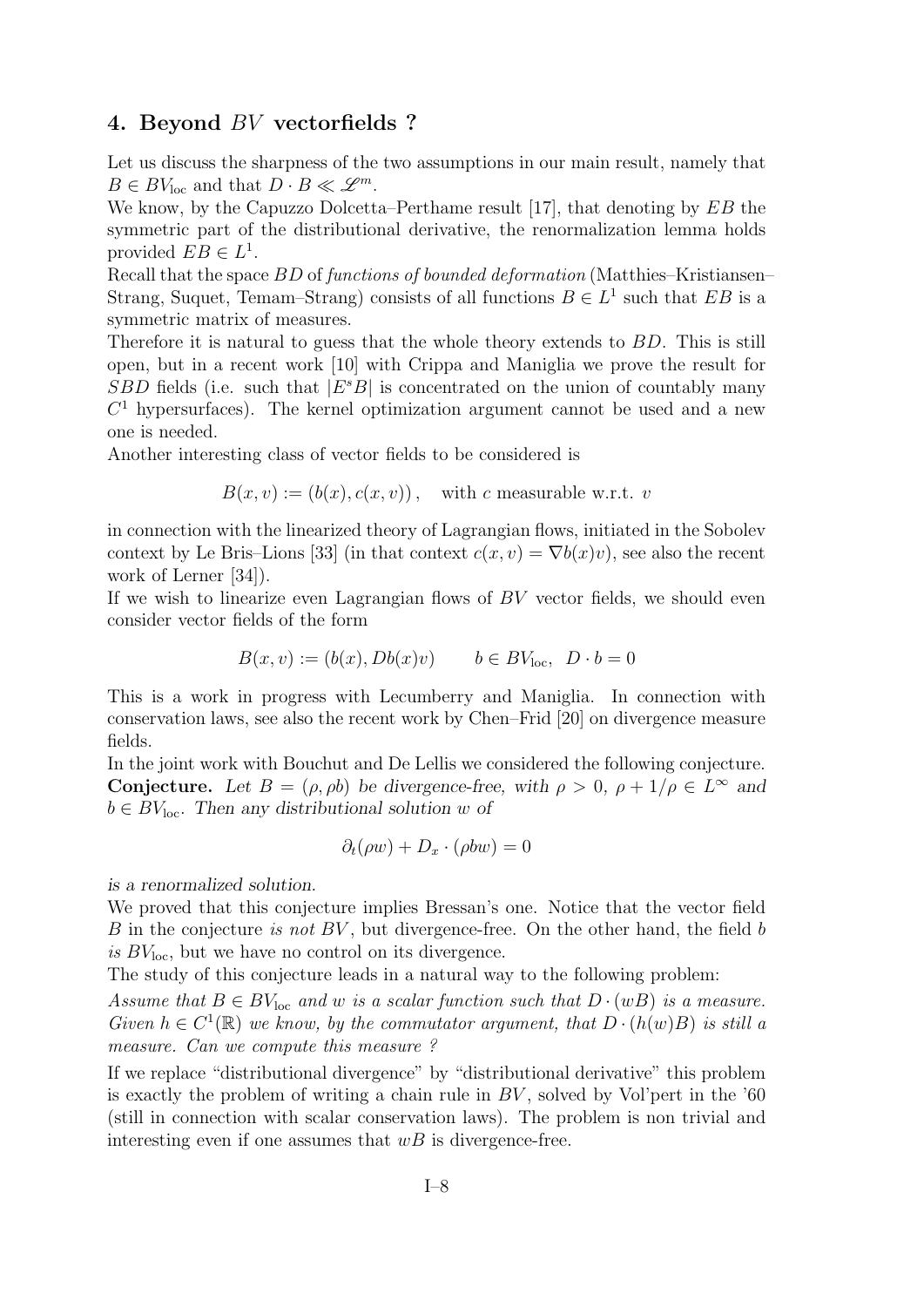## 4. Beyond $BV$ vectorfields ?

Let us discuss the sharpness of the two assumptions in our main result, namely that $B \in BV_{\mathrm{loc}}$ and that $D \cdot B \ll \mathscr{L}^m$.

We know, by the Capuzzo Dolcetta–Perthame result [17], that denoting by $EB$ the symmetric part of the distributional derivative, the renormalization lemma holds provided $EB \in L^1$.

Recall that the space $BD$ of *functions of bounded deformation* (Matthies–Kristiansen–Strang, Suquet, Temam–Strang) consists of all functions $B \in L^1$ such that $EB$ is a symmetric matrix of measures.

Therefore it is natural to guess that the whole theory extends to $BD$. This is still open, but in a recent work [10] with Crippa and Maniglia we prove the result for $SBD$ fields (i.e. such that $|E^s B|$ is concentrated on the union of countably many $C^1$ hypersurfaces). The kernel optimization argument cannot be used and a new one is needed.

Another interesting class of vector fields to be considered is

$$B(x,v) := (b(x), c(x,v)), \quad \text{with } c \text{ measurable w.r.t. } v$$

in connection with the linearized theory of Lagrangian flows, initiated in the Sobolev context by Le Bris–Lions [33] (in that context $c(x,v) = \nabla b(x) v$), see also the recent work of Lerner [34]).

If we wish to linearize even Lagrangian flows of $BV$ vector fields, we should even consider vector fields of the form

$$B(x,v) := (b(x), Db(x)v) \qquad b \in BV_{\mathrm{loc}}, \ \ D \cdot b = 0$$

This is a work in progress with Lecumberry and Maniglia. In connection with conservation laws, see also the recent work by Chen–Frid [20] on divergence measure fields.

In the joint work with Bouchut and De Lellis we considered the following conjecture.

**Conjecture.** *Let $B = (\rho, \rho b)$ be divergence-free, with $\rho > 0$, $\rho + 1/\rho \in L^\infty$ and $b \in BV_{\mathrm{loc}}$. Then any distributional solution $w$ of*

$$\partial_t(\rho w) + D_x \cdot (\rho b w) = 0$$

*is a renormalized solution.*

We proved that this conjecture implies Bressan's one. Notice that the vector field $B$ in the conjecture *is not* $BV$, but divergence-free. On the other hand, the field $b$ *is* $BV_{\mathrm{loc}}$, but we have no control on its divergence.

The study of this conjecture leads in a natural way to the following problem:

*Assume that $B \in BV_{\mathrm{loc}}$ and $w$ is a scalar function such that $D \cdot (wB)$ is a measure. Given $h \in C^1(\mathbb{R})$ we know, by the commutator argument, that $D \cdot (h(w)B)$ is still a measure. Can we compute this measure ?*

If we replace "distributional divergence" by "distributional derivative" this problem is exactly the problem of writing a chain rule in $BV$, solved by Vol'pert in the '60 (still in connection with scalar conservation laws). The problem is non trivial and interesting even if one assumes that $wB$ is divergence-free.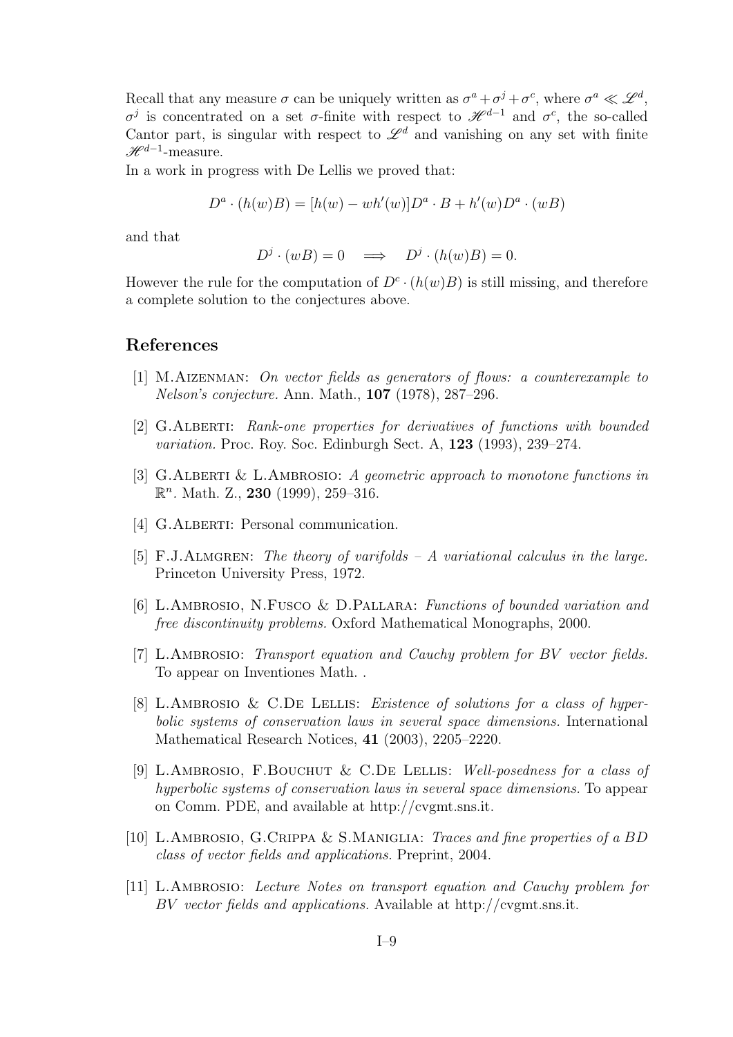Recall that any measure $\sigma$ can be uniquely written as $\sigma^a + \sigma^j + \sigma^c$, where $\sigma^a \ll \mathscr{L}^d$, $\sigma^j$ is concentrated on a set $\sigma$-finite with respect to $\mathscr{H}^{d-1}$ and $\sigma^c$, the so-called Cantor part, is singular with respect to $\mathscr{L}^d$ and vanishing on any set with finite $\mathscr{H}^{d-1}$-measure.
In a work in progress with De Lellis we proved that:

$$D^a \cdot (h(w)B) = [h(w) - wh'(w)]D^a \cdot B + h'(w)D^a \cdot (wB)$$

and that

$$D^j \cdot (wB) = 0 \quad \Longrightarrow \quad D^j \cdot (h(w)B) = 0.$$

However the rule for the computation of $D^c \cdot (h(w)B)$ is still missing, and therefore a complete solution to the conjectures above.

## References

[1] M.Aizenman: *On vector fields as generators of flows: a counterexample to Nelson's conjecture.* Ann. Math., **107** (1978), 287–296.

[2] G.Alberti: *Rank-one properties for derivatives of functions with bounded variation.* Proc. Roy. Soc. Edinburgh Sect. A, **123** (1993), 239–274.

[3] G.Alberti & L.Ambrosio: *A geometric approach to monotone functions in* $\mathbb{R}^n$*.* Math. Z., **230** (1999), 259–316.

[4] G.Alberti: Personal communication.

[5] F.J.Almgren: *The theory of varifolds – A variational calculus in the large.* Princeton University Press, 1972.

[6] L.Ambrosio, N.Fusco & D.Pallara: *Functions of bounded variation and free discontinuity problems.* Oxford Mathematical Monographs, 2000.

[7] L.Ambrosio: *Transport equation and Cauchy problem for BV vector fields.* To appear on Inventiones Math. .

[8] L.Ambrosio & C.De Lellis: *Existence of solutions for a class of hyperbolic systems of conservation laws in several space dimensions.* International Mathematical Research Notices, **41** (2003), 2205–2220.

[9] L.Ambrosio, F.Bouchut & C.De Lellis: *Well-posedness for a class of hyperbolic systems of conservation laws in several space dimensions.* To appear on Comm. PDE, and available at http://cvgmt.sns.it.

[10] L.Ambrosio, G.Crippa & S.Maniglia: *Traces and fine properties of a BD class of vector fields and applications.* Preprint, 2004.

[11] L.Ambrosio: *Lecture Notes on transport equation and Cauchy problem for BV vector fields and applications.* Available at http://cvgmt.sns.it.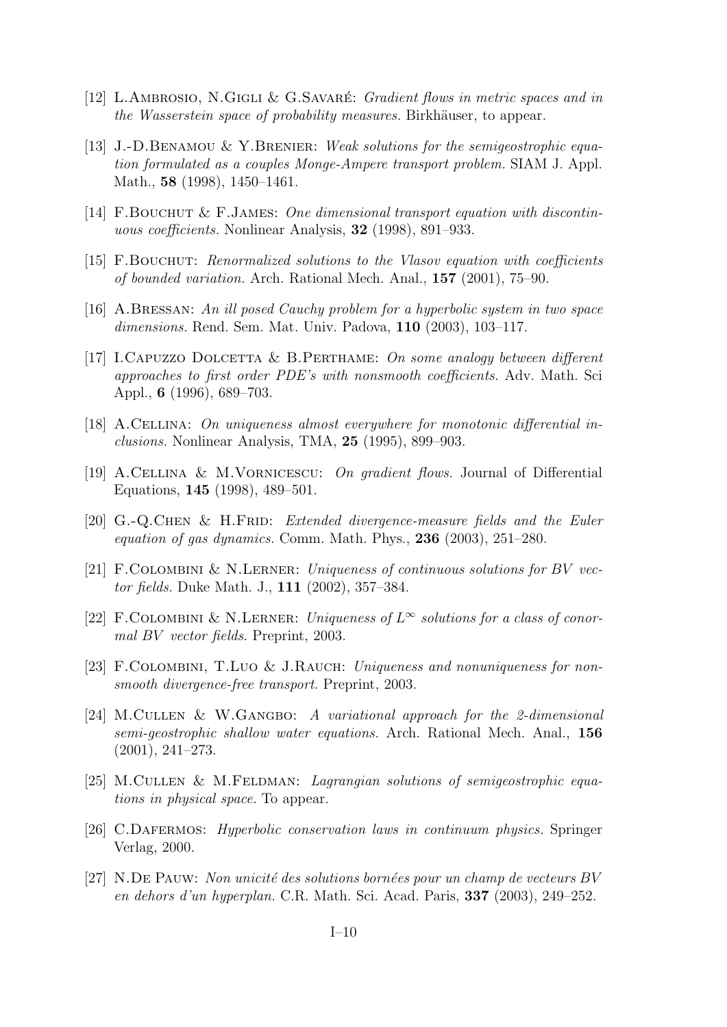[12] L.Ambrosio, N.Gigli & G.Savaré: *Gradient flows in metric spaces and in the Wasserstein space of probability measures.* Birkhäuser, to appear.

[13] J.-D.Benamou & Y.Brenier: *Weak solutions for the semigeostrophic equation formulated as a couples Monge-Ampere transport problem.* SIAM J. Appl. Math., **58** (1998), 1450–1461.

[14] F.Bouchut & F.James: *One dimensional transport equation with discontinuous coefficients.* Nonlinear Analysis, **32** (1998), 891–933.

[15] F.Bouchut: *Renormalized solutions to the Vlasov equation with coefficients of bounded variation.* Arch. Rational Mech. Anal., **157** (2001), 75–90.

[16] A.Bressan: *An ill posed Cauchy problem for a hyperbolic system in two space dimensions.* Rend. Sem. Mat. Univ. Padova, **110** (2003), 103–117.

[17] I.Capuzzo Dolcetta & B.Perthame: *On some analogy between different approaches to first order PDE's with nonsmooth coefficients.* Adv. Math. Sci Appl., **6** (1996), 689–703.

[18] A.Cellina: *On uniqueness almost everywhere for monotonic differential inclusions.* Nonlinear Analysis, TMA, **25** (1995), 899–903.

[19] A.Cellina & M.Vornicescu: *On gradient flows.* Journal of Differential Equations, **145** (1998), 489–501.

[20] G.-Q.Chen & H.Frid: *Extended divergence-measure fields and the Euler equation of gas dynamics.* Comm. Math. Phys., **236** (2003), 251–280.

[21] F.Colombini & N.Lerner: *Uniqueness of continuous solutions for BV vector fields.* Duke Math. J., **111** (2002), 357–384.

[22] F.Colombini & N.Lerner: *Uniqueness of $L^\infty$ solutions for a class of conormal BV vector fields.* Preprint, 2003.

[23] F.Colombini, T.Luo & J.Rauch: *Uniqueness and nonuniqueness for nonsmooth divergence-free transport.* Preprint, 2003.

[24] M.Cullen & W.Gangbo: *A variational approach for the 2-dimensional semi-geostrophic shallow water equations.* Arch. Rational Mech. Anal., **156** (2001), 241–273.

[25] M.Cullen & M.Feldman: *Lagrangian solutions of semigeostrophic equations in physical space.* To appear.

[26] C.Dafermos: *Hyperbolic conservation laws in continuum physics.* Springer Verlag, 2000.

[27] N.De Pauw: *Non unicité des solutions bornées pour un champ de vecteurs BV en dehors d'un hyperplan.* C.R. Math. Sci. Acad. Paris, **337** (2003), 249–252.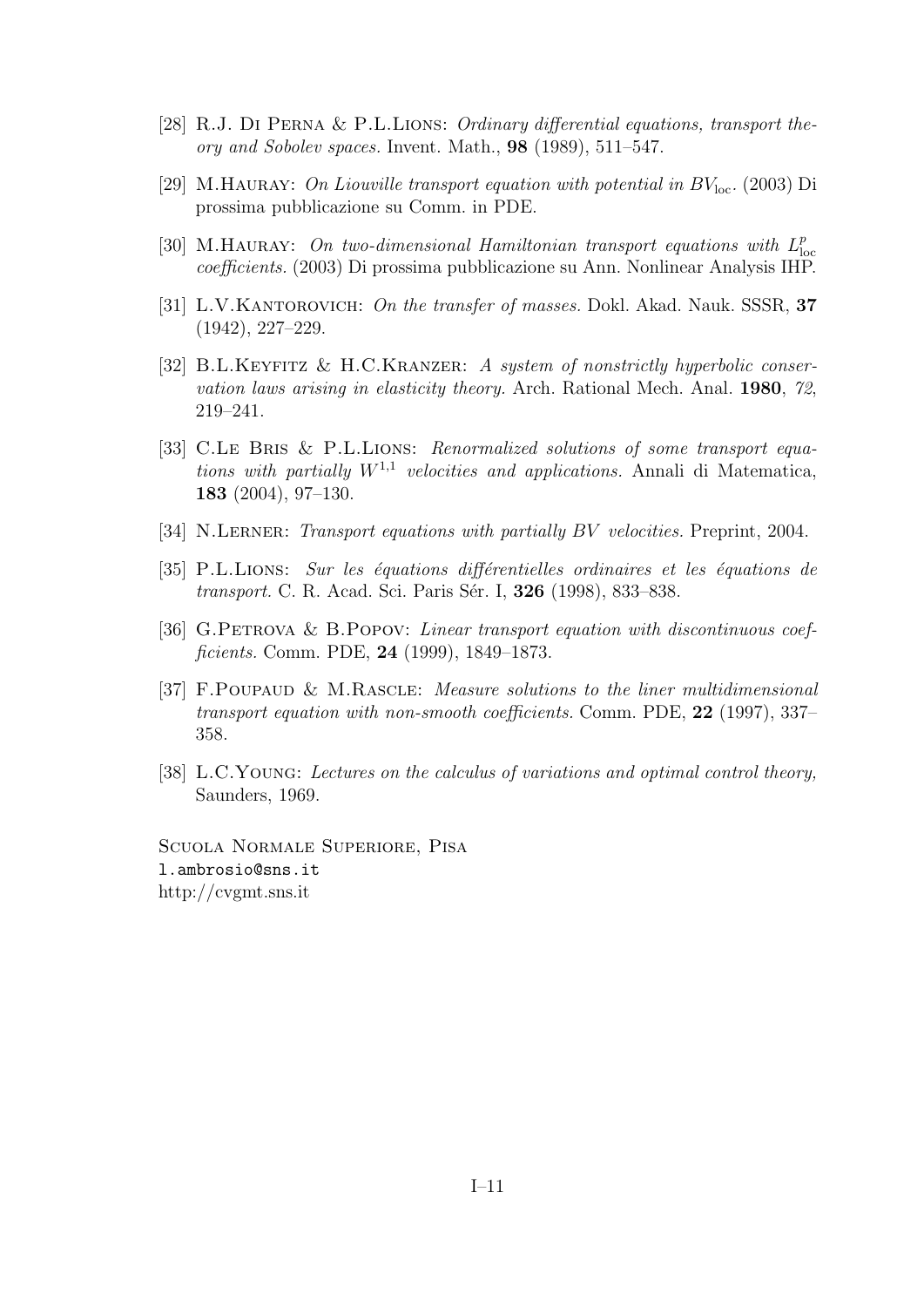[28] R.J. Di Perna & P.L.Lions: *Ordinary differential equations, transport theory and Sobolev spaces.* Invent. Math., **98** (1989), 511–547.

[29] M.Hauray: *On Liouville transport equation with potential in $BV_{\rm loc}$.* (2003) Di prossima pubblicazione su Comm. in PDE.

[30] M.Hauray: *On two-dimensional Hamiltonian transport equations with $L^p_{\rm loc}$ coefficients.* (2003) Di prossima pubblicazione su Ann. Nonlinear Analysis IHP.

[31] L.V.Kantorovich: *On the transfer of masses.* Dokl. Akad. Nauk. SSSR, **37** (1942), 227–229.

[32] B.L.Keyfitz & H.C.Kranzer: *A system of nonstrictly hyperbolic conservation laws arising in elasticity theory.* Arch. Rational Mech. Anal. **1980**, *72*, 219–241.

[33] C.Le Bris & P.L.Lions: *Renormalized solutions of some transport equations with partially $W^{1,1}$ velocities and applications.* Annali di Matematica, **183** (2004), 97–130.

[34] N.Lerner: *Transport equations with partially $BV$ velocities.* Preprint, 2004.

[35] P.L.Lions: *Sur les équations différentielles ordinaires et les équations de transport.* C. R. Acad. Sci. Paris Sér. I, **326** (1998), 833–838.

[36] G.Petrova & B.Popov: *Linear transport equation with discontinuous coefficients.* Comm. PDE, **24** (1999), 1849–1873.

[37] F.Poupaud & M.Rascle: *Measure solutions to the liner multidimensional transport equation with non-smooth coefficients.* Comm. PDE, **22** (1997), 337–358.

[38] L.C.Young: *Lectures on the calculus of variations and optimal control theory,* Saunders, 1969.

Scuola Normale Superiore, Pisa
l.ambrosio@sns.it
http://cvgmt.sns.it